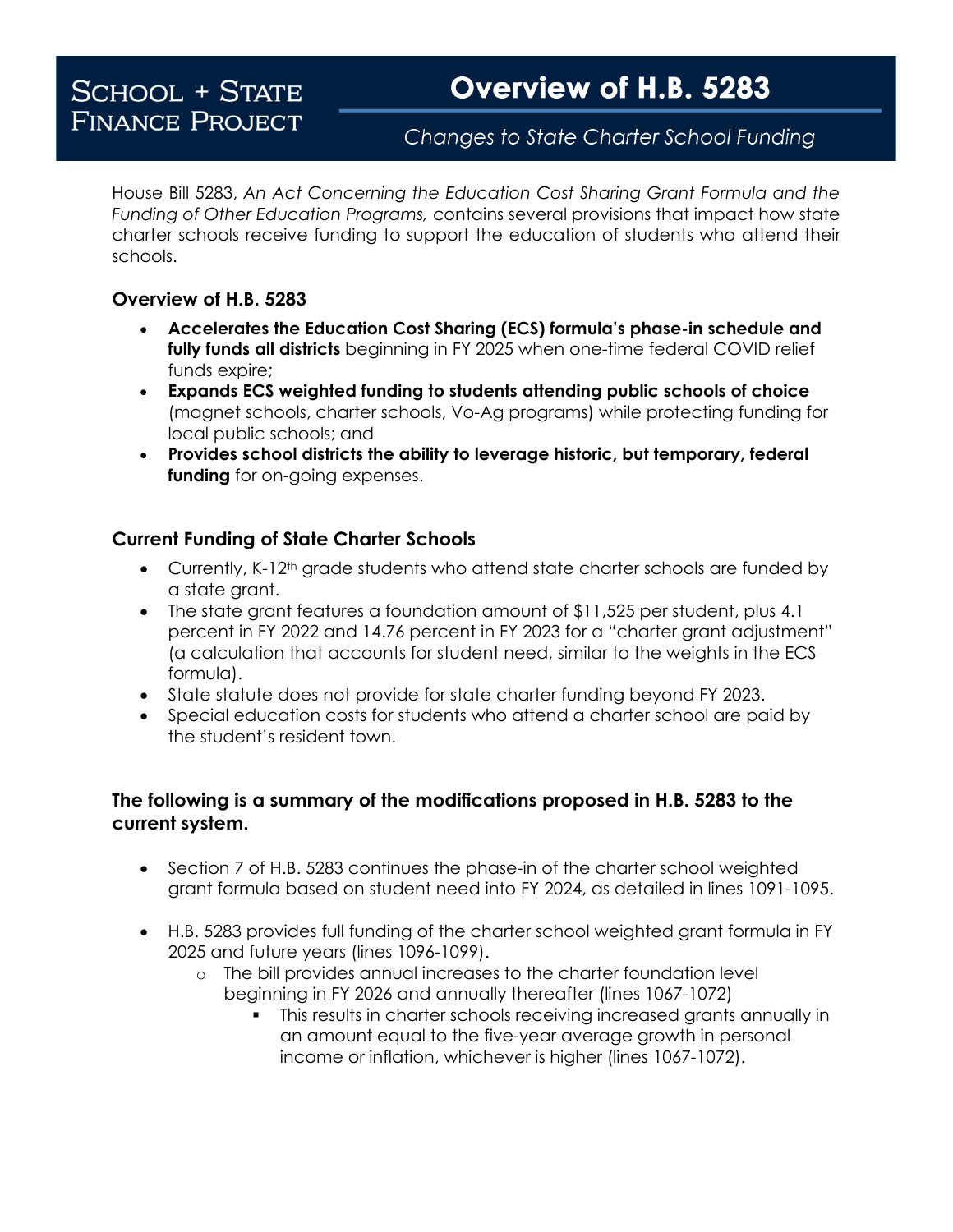School + State Finance Project

# Overview of H.B. 5283

*Changes to State Charter School Funding*

House Bill 5283, *An Act Concerning the Education Cost Sharing Grant Formula and the Funding of Other Education Programs,* contains several provisions that impact how state charter schools receive funding to support the education of students who attend their schools.

### Overview of H.B. 5283

- **Accelerates the Education Cost Sharing (ECS) formula's phase-in schedule and fully funds all districts** beginning in FY 2025 when one-time federal COVID relief funds expire;
- **Expands ECS weighted funding to students attending public schools of choice** (magnet schools, charter schools, Vo-Ag programs) while protecting funding for local public schools; and
- **Provides school districts the ability to leverage historic, but temporary, federal funding** for on-going expenses.

### Current Funding of State Charter Schools

- Currently, K-12th grade students who attend state charter schools are funded by a state grant.
- The state grant features a foundation amount of $11,525 per student, plus 4.1 percent in FY 2022 and 14.76 percent in FY 2023 for a "charter grant adjustment" (a calculation that accounts for student need, similar to the weights in the ECS formula).
- State statute does not provide for state charter funding beyond FY 2023.
- Special education costs for students who attend a charter school are paid by the student's resident town.

### The following is a summary of the modifications proposed in H.B. 5283 to the current system.

- Section 7 of H.B. 5283 continues the phase-in of the charter school weighted grant formula based on student need into FY 2024, as detailed in lines 1091-1095.
- H.B. 5283 provides full funding of the charter school weighted grant formula in FY 2025 and future years (lines 1096-1099).
  - The bill provides annual increases to the charter foundation level beginning in FY 2026 and annually thereafter (lines 1067-1072)
    - This results in charter schools receiving increased grants annually in an amount equal to the five-year average growth in personal income or inflation, whichever is higher (lines 1067-1072).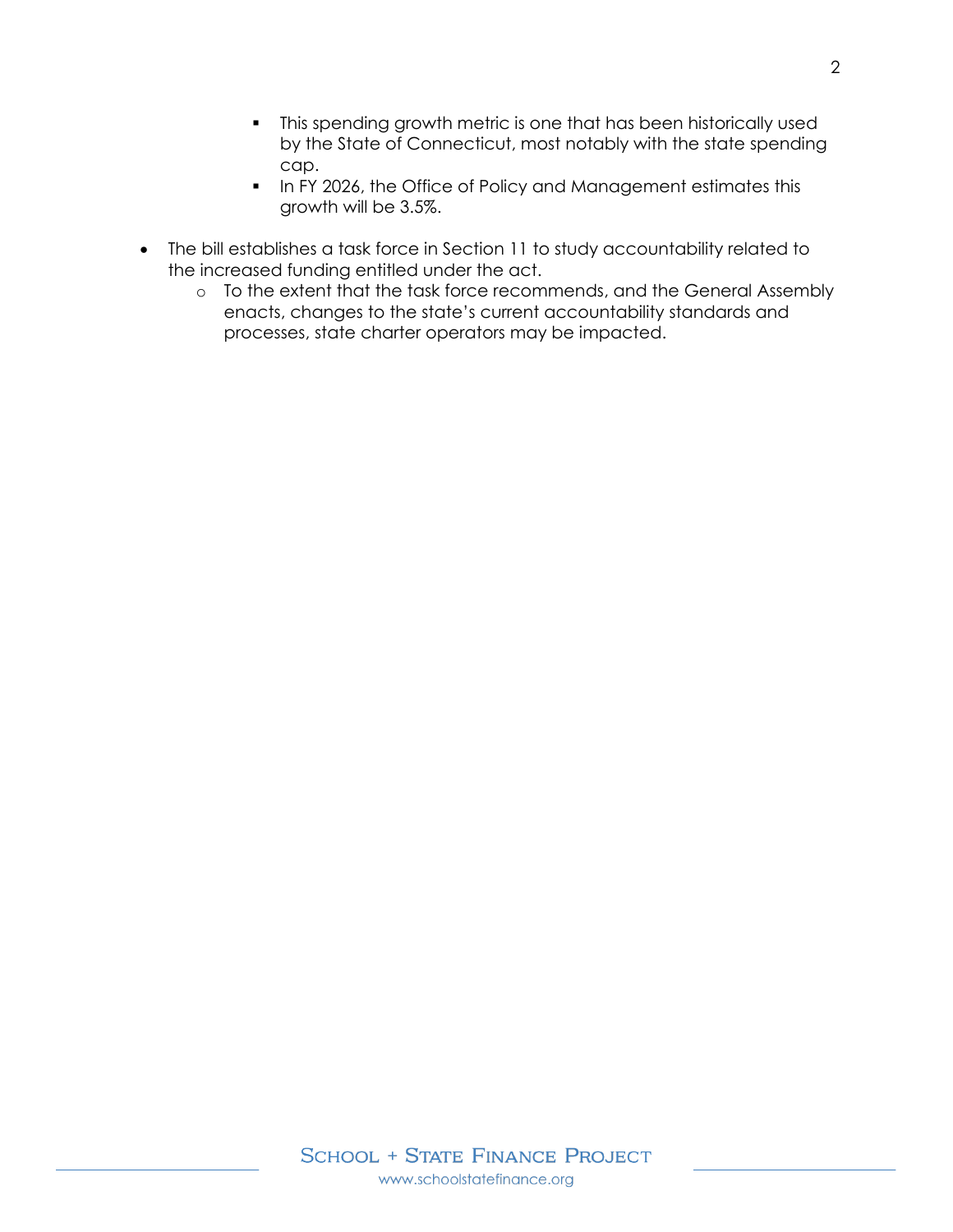- This spending growth metric is one that has been historically used by the State of Connecticut, most notably with the state spending cap.
    - In FY 2026, the Office of Policy and Management estimates this growth will be 3.5%.

- The bill establishes a task force in Section 11 to study accountability related to the increased funding entitled under the act.
  - To the extent that the task force recommends, and the General Assembly enacts, changes to the state's current accountability standards and processes, state charter operators may be impacted.